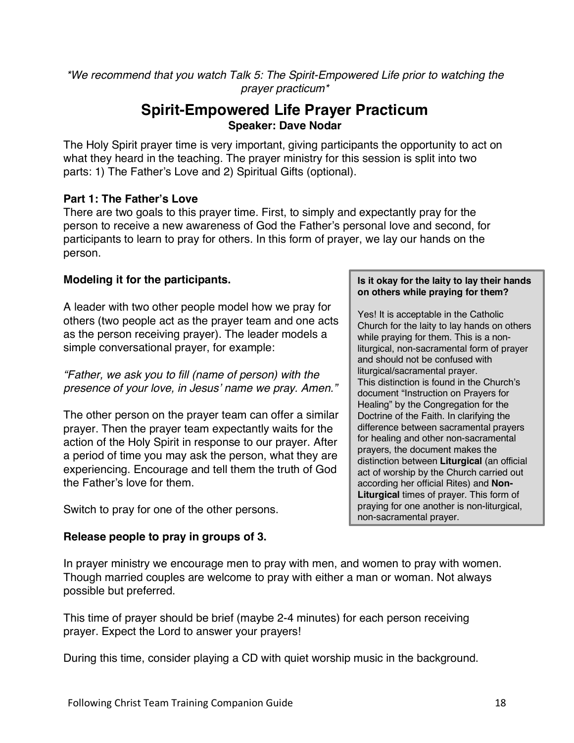*\*We recommend that you watch Talk 5: The Spirit-Empowered Life prior to watching the prayer practicum\**

# Spirit-Empowered Life Prayer Practicum

**Speaker: Dave Nodar**

The Holy Spirit prayer time is very important, giving participants the opportunity to act on what they heard in the teaching. The prayer ministry for this session is split into two parts: 1) The Father's Love and 2) Spiritual Gifts (optional).

**Part 1: The Father's Love**

There are two goals to this prayer time. First, to simply and expectantly pray for the person to receive a new awareness of God the Father's personal love and second, for participants to learn to pray for others. In this form of prayer, we lay our hands on the person.

**Modeling it for the participants.**

A leader with two other people model how we pray for others (two people act as the prayer team and one acts as the person receiving prayer). The leader models a simple conversational prayer, for example:

*"Father, we ask you to fill (name of person) with the presence of your love, in Jesus' name we pray. Amen."*

The other person on the prayer team can offer a similar prayer. Then the prayer team expectantly waits for the action of the Holy Spirit in response to our prayer. After a period of time you may ask the person, what they are experiencing. Encourage and tell them the truth of God the Father's love for them.

Switch to pray for one of the other persons.

> **Is it okay for the laity to lay their hands on others while praying for them?**
>
> Yes! It is acceptable in the Catholic Church for the laity to lay hands on others while praying for them. This is a non-liturgical, non-sacramental form of prayer and should not be confused with liturgical/sacramental prayer.
> This distinction is found in the Church's document "Instruction on Prayers for Healing" by the Congregation for the Doctrine of the Faith. In clarifying the difference between sacramental prayers for healing and other non-sacramental prayers, the document makes the distinction between **Liturgical** (an official act of worship by the Church carried out according her official Rites) and **Non-Liturgical** times of prayer. This form of praying for one another is non-liturgical, non-sacramental prayer.

**Release people to pray in groups of 3.**

In prayer ministry we encourage men to pray with men, and women to pray with women. Though married couples are welcome to pray with either a man or woman. Not always possible but preferred.

This time of prayer should be brief (maybe 2-4 minutes) for each person receiving prayer. Expect the Lord to answer your prayers!

During this time, consider playing a CD with quiet worship music in the background.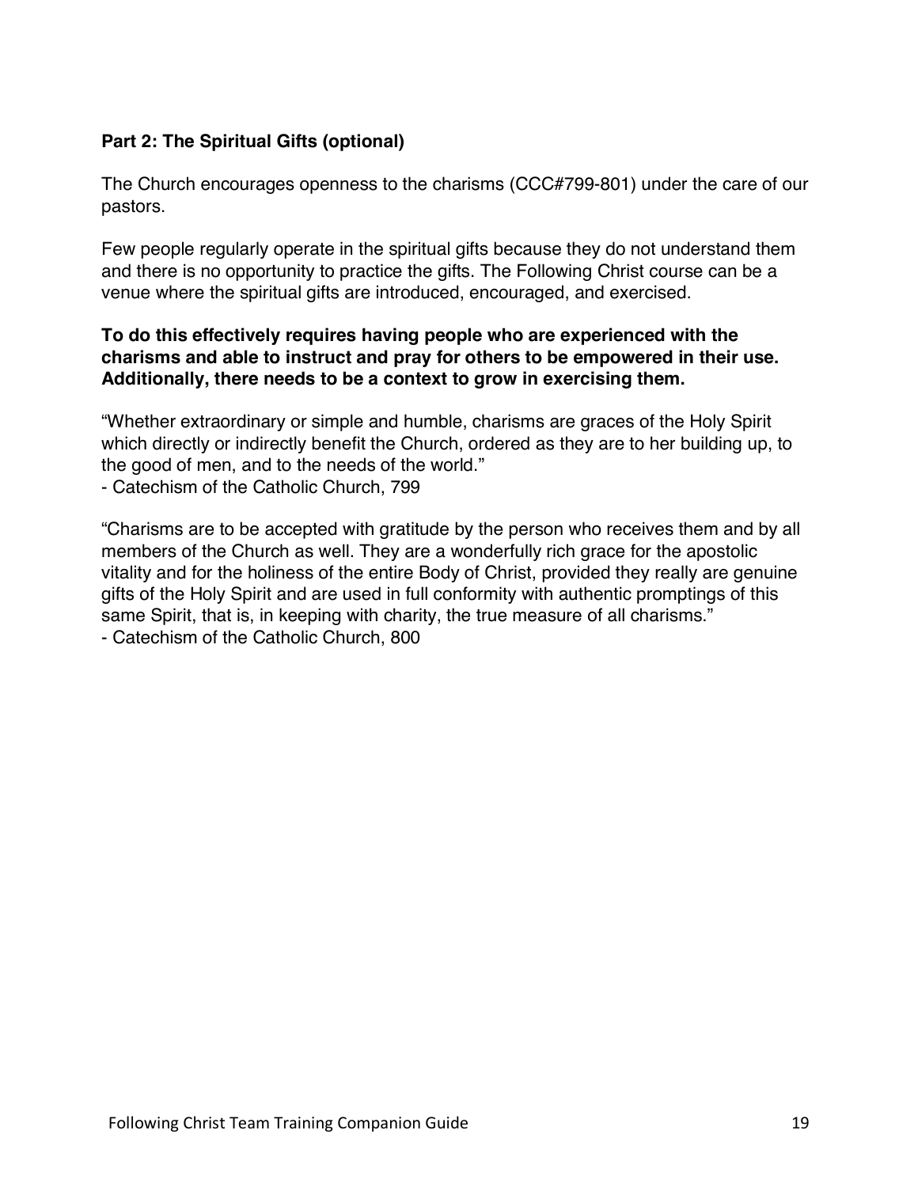**Part 2: The Spiritual Gifts (optional)**

The Church encourages openness to the charisms (CCC#799-801) under the care of our pastors.

Few people regularly operate in the spiritual gifts because they do not understand them and there is no opportunity to practice the gifts. The Following Christ course can be a venue where the spiritual gifts are introduced, encouraged, and exercised.

**To do this effectively requires having people who are experienced with the charisms and able to instruct and pray for others to be empowered in their use. Additionally, there needs to be a context to grow in exercising them.**

"Whether extraordinary or simple and humble, charisms are graces of the Holy Spirit which directly or indirectly benefit the Church, ordered as they are to her building up, to the good of men, and to the needs of the world."
- Catechism of the Catholic Church, 799

"Charisms are to be accepted with gratitude by the person who receives them and by all members of the Church as well. They are a wonderfully rich grace for the apostolic vitality and for the holiness of the entire Body of Christ, provided they really are genuine gifts of the Holy Spirit and are used in full conformity with authentic promptings of this same Spirit, that is, in keeping with charity, the true measure of all charisms."
- Catechism of the Catholic Church, 800